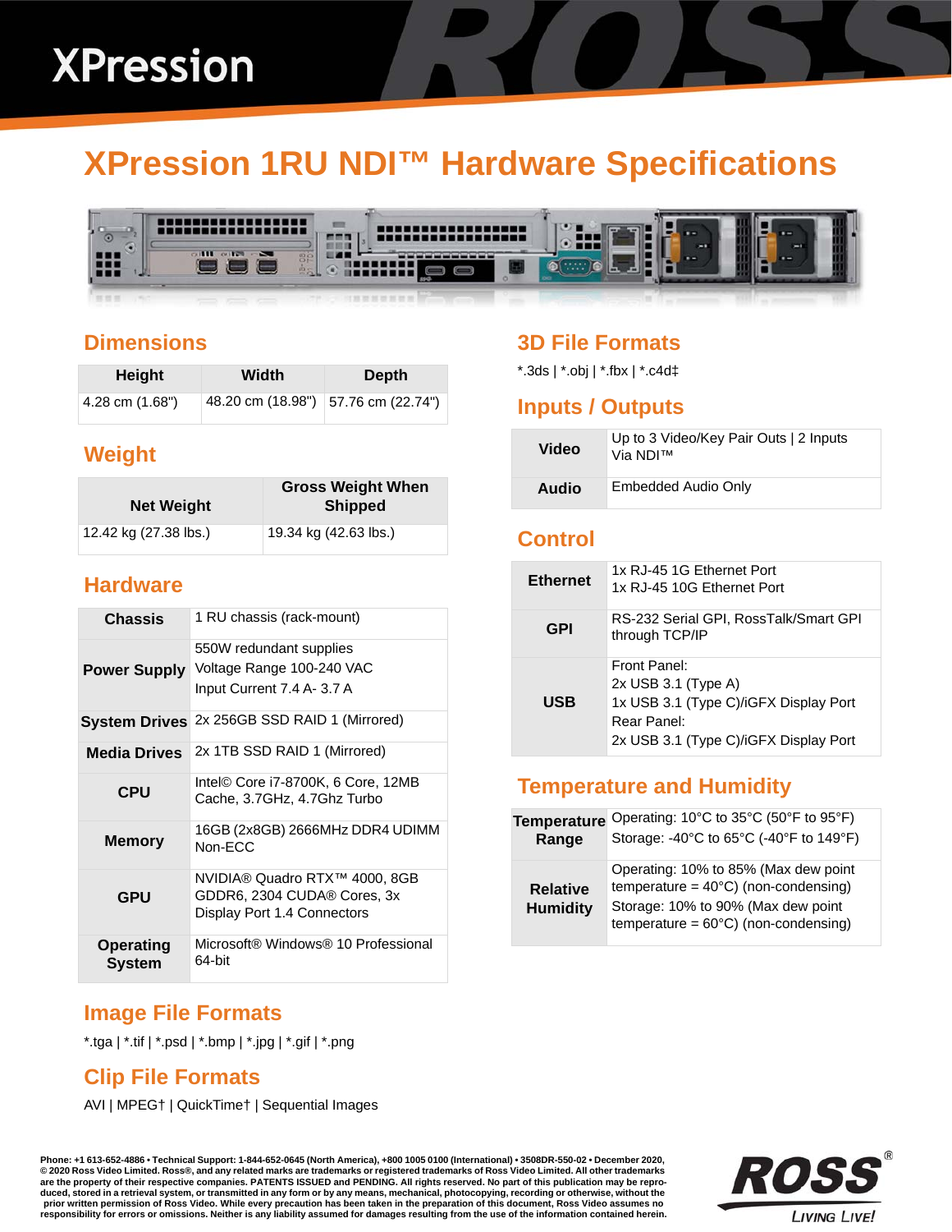XPression

# XPression 1RU NDI™ Hardware Specifications

## Dimensions

| Height | Width | Depth |
|---|---|---|
| 4.28 cm (1.68") | 48.20 cm (18.98") | 57.76 cm (22.74") |

## Weight

| Net Weight | Gross Weight When Shipped |
|---|---|
| 12.42 kg (27.38 lbs.) | 19.34 kg (42.63 lbs.) |

## Hardware

| | |
|---|---|
| **Chassis** | 1 RU chassis (rack-mount) |
| **Power Supply** | 550W redundant supplies<br>Voltage Range 100-240 VAC<br>Input Current 7.4 A- 3.7 A |
| **System Drives** | 2x 256GB SSD RAID 1 (Mirrored) |
| **Media Drives** | 2x 1TB SSD RAID 1 (Mirrored) |
| **CPU** | Intel© Core i7-8700K, 6 Core, 12MB Cache, 3.7GHz, 4.7Ghz Turbo |
| **Memory** | 16GB (2x8GB) 2666MHz DDR4 UDIMM Non-ECC |
| **GPU** | NVIDIA® Quadro RTX™ 4000, 8GB GDDR6, 2304 CUDA® Cores, 3x Display Port 1.4 Connectors |
| **Operating System** | Microsoft® Windows® 10 Professional 64-bit |

## Image File Formats

*.tga | *.tif | *.psd | *.bmp | *.jpg | *.gif | *.png

## Clip File Formats

AVI | MPEG† | QuickTime† | Sequential Images

## 3D File Formats

*.3ds | *.obj | *.fbx | *.c4d‡

## Inputs / Outputs

| | |
|---|---|
| **Video** | Up to 3 Video/Key Pair Outs \| 2 Inputs Via NDI™ |
| **Audio** | Embedded Audio Only |

## Control

| | |
|---|---|
| **Ethernet** | 1x RJ-45 1G Ethernet Port<br>1x RJ-45 10G Ethernet Port |
| **GPI** | RS-232 Serial GPI, RossTalk/Smart GPI through TCP/IP |
| **USB** | Front Panel:<br>2x USB 3.1 (Type A)<br>1x USB 3.1 (Type C)/iGFX Display Port<br>Rear Panel:<br>2x USB 3.1 (Type C)/iGFX Display Port |

## Temperature and Humidity

| | |
|---|---|
| **Temperature Range** | Operating: 10°C to 35°C (50°F to 95°F)<br>Storage: -40°C to 65°C (-40°F to 149°F) |
| **Relative Humidity** | Operating: 10% to 85% (Max dew point temperature = 40°C) (non-condensing)<br>Storage: 10% to 90% (Max dew point temperature = 60°C) (non-condensing) |

Phone: +1 613-652-4886 • Technical Support: 1-844-652-0645 (North America), +800 1005 0100 (International) • 3508DR-550-02 • December 2020, © 2020 Ross Video Limited. Ross®, and any related marks are trademarks or registered trademarks of Ross Video Limited. All other trademarks are the property of their respective companies. PATENTS ISSUED and PENDING. All rights reserved. No part of this publication may be reproduced, stored in a retrieval system, or transmitted in any form or by any means, mechanical, photocopying, recording or otherwise, without the prior written permission of Ross Video. While every precaution has been taken in the preparation of this document, Ross Video assumes no responsibility for errors or omissions. Neither is any liability assumed for damages resulting from the use of the information contained herein.

ROSS® LIVING LIVE!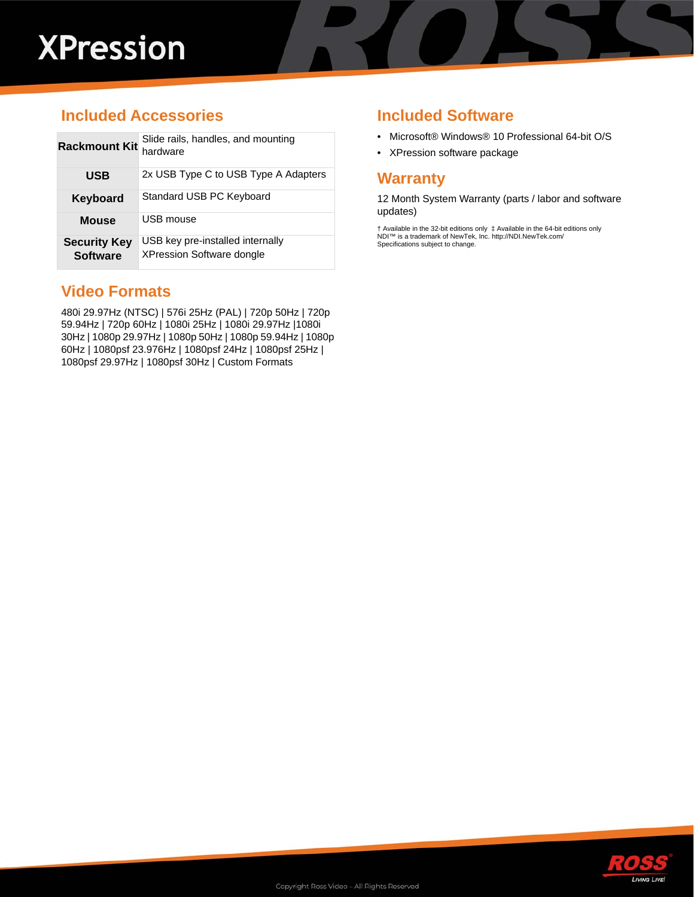# XPression

## Included Accessories

| | |
|---|---|
| **Rackmount Kit** | Slide rails, handles, and mounting hardware |
| **USB** | 2x USB Type C to USB Type A Adapters |
| **Keyboard** | Standard USB PC Keyboard |
| **Mouse** | USB mouse |
| **Security Key Software** | USB key pre-installed internally XPression Software dongle |

## Video Formats

480i 29.97Hz (NTSC) | 576i 25Hz (PAL) | 720p 50Hz | 720p 59.94Hz | 720p 60Hz | 1080i 25Hz | 1080i 29.97Hz |1080i 30Hz | 1080p 29.97Hz | 1080p 50Hz | 1080p 59.94Hz | 1080p 60Hz | 1080psf 23.976Hz | 1080psf 24Hz | 1080psf 25Hz | 1080psf 29.97Hz | 1080psf 30Hz | Custom Formats

## Included Software

- Microsoft® Windows® 10 Professional 64-bit O/S
- XPression software package

## Warranty

12 Month System Warranty (parts / labor and software updates)

† Available in the 32-bit editions only ‡ Available in the 64-bit editions only
NDI™ is a trademark of NewTek, Inc. http://NDI.NewTek.com/
Specifications subject to change.

Copyright Ross Video – All Rights Reserved